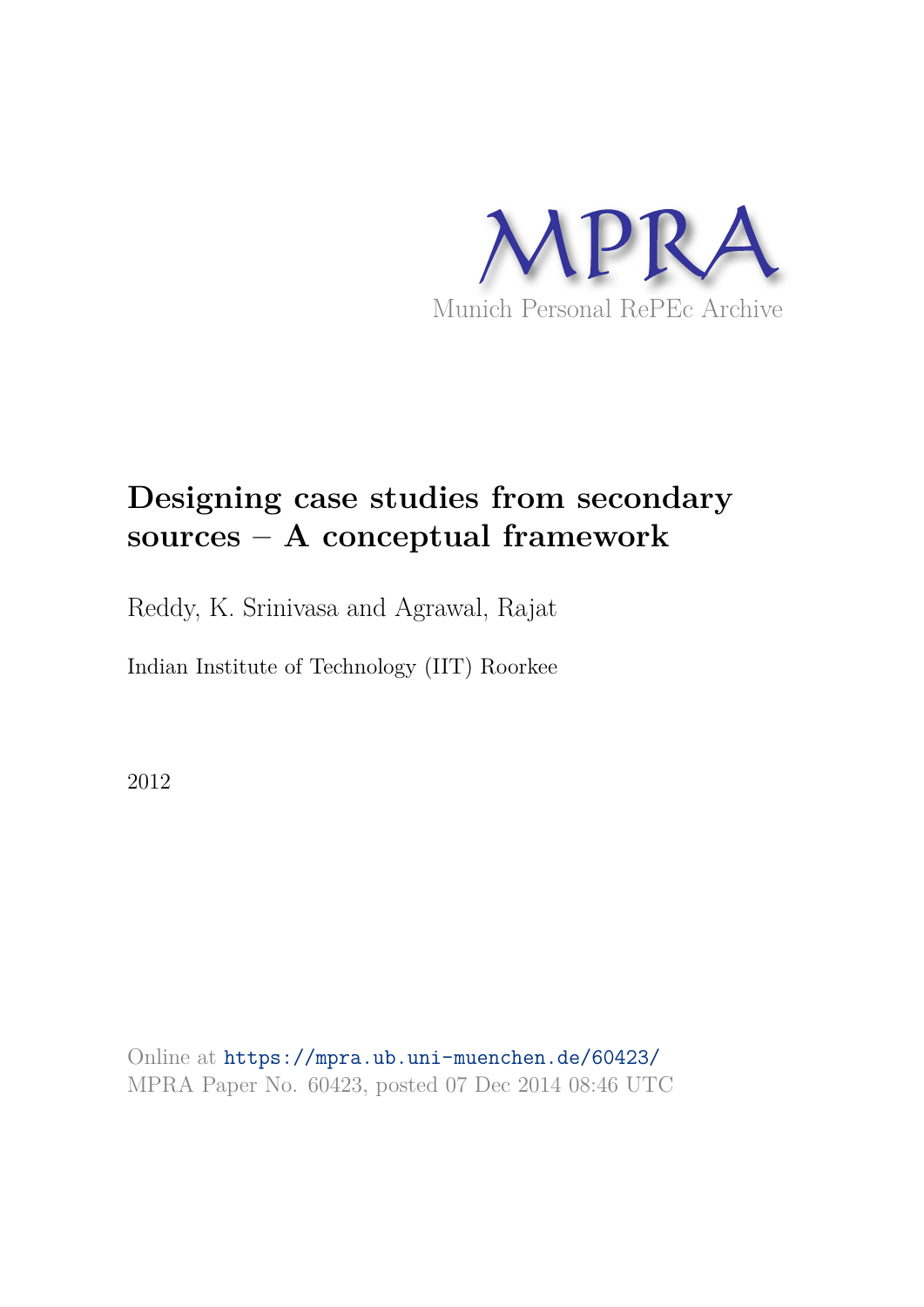MPRA

Munich Personal RePEc Archive

# Designing case studies from secondary sources – A conceptual framework

Reddy, K. Srinivasa and Agrawal, Rajat

Indian Institute of Technology (IIT) Roorkee

2012

Online at https://mpra.ub.uni-muenchen.de/60423/
MPRA Paper No. 60423, posted 07 Dec 2014 08:46 UTC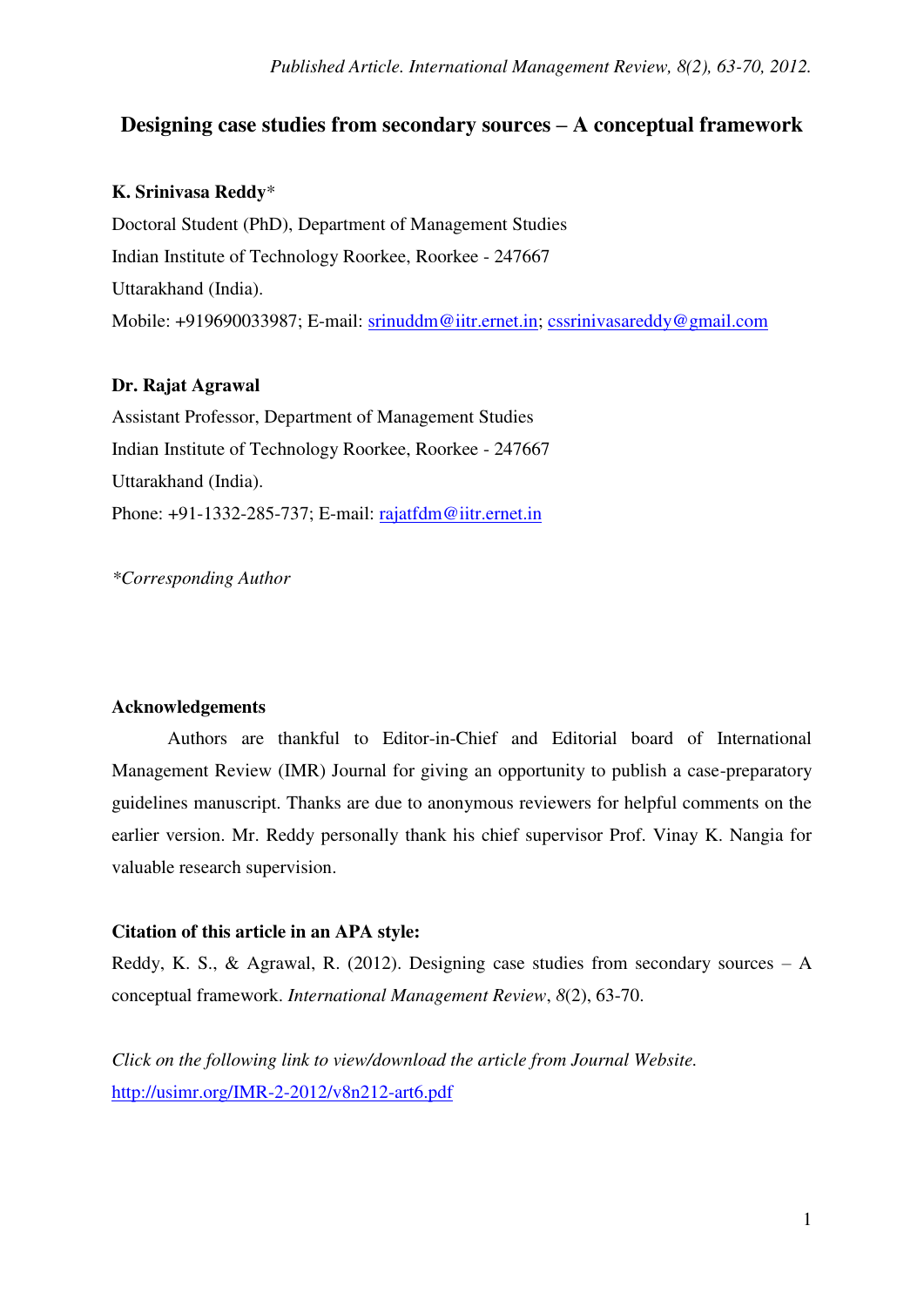*Published Article. International Management Review, 8(2), 63-70, 2012.*

# Designing case studies from secondary sources – A conceptual framework

**K. Srinivasa Reddy***

Doctoral Student (PhD), Department of Management Studies

Indian Institute of Technology Roorkee, Roorkee - 247667

Uttarakhand (India).

Mobile: +919690033987; E-mail: srinuddm@iitr.ernet.in; cssrinivasareddy@gmail.com

**Dr. Rajat Agrawal**

Assistant Professor, Department of Management Studies

Indian Institute of Technology Roorkee, Roorkee - 247667

Uttarakhand (India).

Phone: +91-1332-285-737; E-mail: rajatfdm@iitr.ernet.in

*\*Corresponding Author*

**Acknowledgements**

Authors are thankful to Editor-in-Chief and Editorial board of International Management Review (IMR) Journal for giving an opportunity to publish a case-preparatory guidelines manuscript. Thanks are due to anonymous reviewers for helpful comments on the earlier version. Mr. Reddy personally thank his chief supervisor Prof. Vinay K. Nangia for valuable research supervision.

**Citation of this article in an APA style:**

Reddy, K. S., & Agrawal, R. (2012). Designing case studies from secondary sources – A conceptual framework. *International Management Review*, *8*(2), 63-70.

*Click on the following link to view/download the article from Journal Website.*

http://usimr.org/IMR-2-2012/v8n212-art6.pdf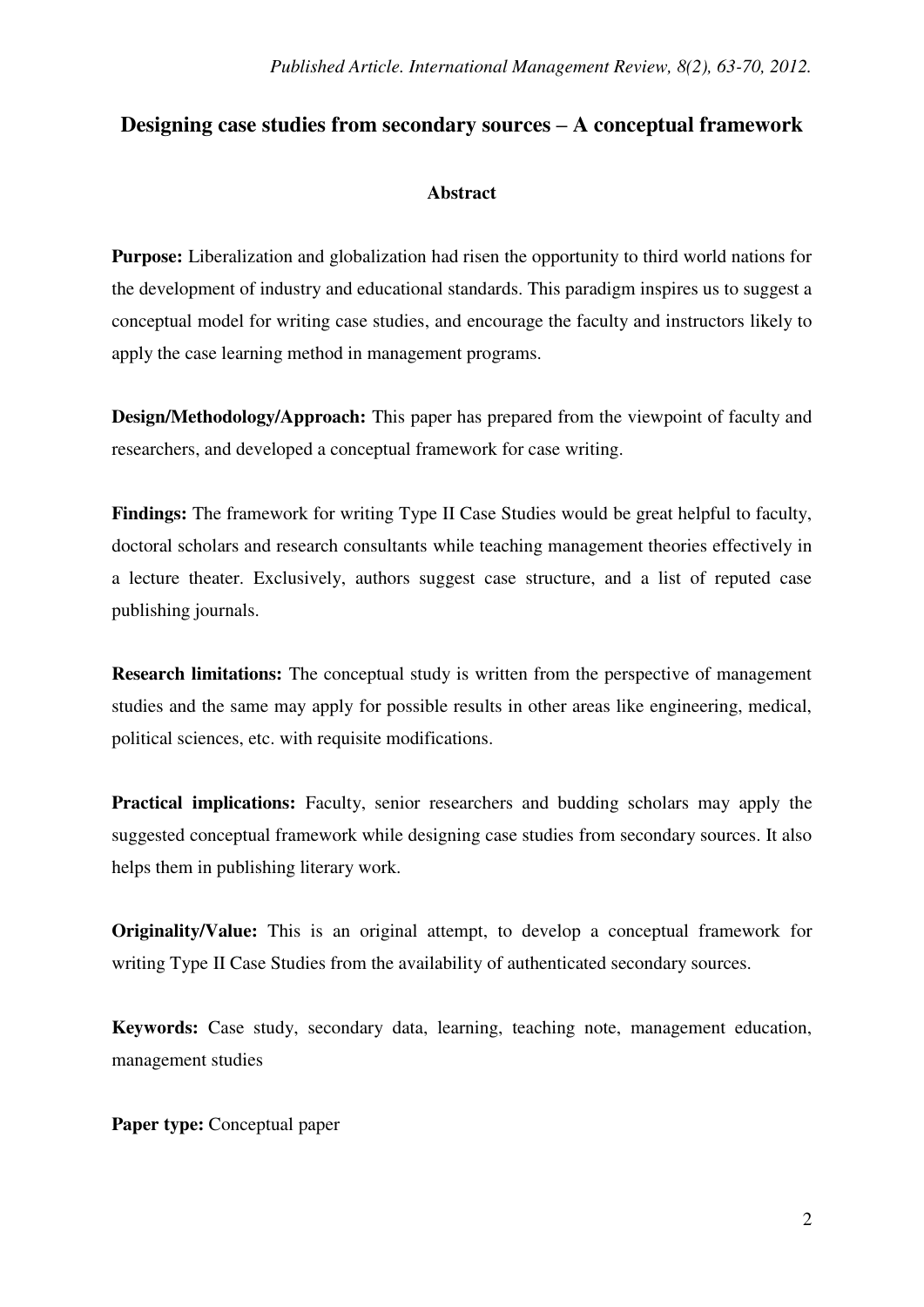# Designing case studies from secondary sources – A conceptual framework

## Abstract

**Purpose:** Liberalization and globalization had risen the opportunity to third world nations for the development of industry and educational standards. This paradigm inspires us to suggest a conceptual model for writing case studies, and encourage the faculty and instructors likely to apply the case learning method in management programs.

**Design/Methodology/Approach:** This paper has prepared from the viewpoint of faculty and researchers, and developed a conceptual framework for case writing.

**Findings:** The framework for writing Type II Case Studies would be great helpful to faculty, doctoral scholars and research consultants while teaching management theories effectively in a lecture theater. Exclusively, authors suggest case structure, and a list of reputed case publishing journals.

**Research limitations:** The conceptual study is written from the perspective of management studies and the same may apply for possible results in other areas like engineering, medical, political sciences, etc. with requisite modifications.

**Practical implications:** Faculty, senior researchers and budding scholars may apply the suggested conceptual framework while designing case studies from secondary sources. It also helps them in publishing literary work.

**Originality/Value:** This is an original attempt, to develop a conceptual framework for writing Type II Case Studies from the availability of authenticated secondary sources.

**Keywords:** Case study, secondary data, learning, teaching note, management education, management studies

**Paper type:** Conceptual paper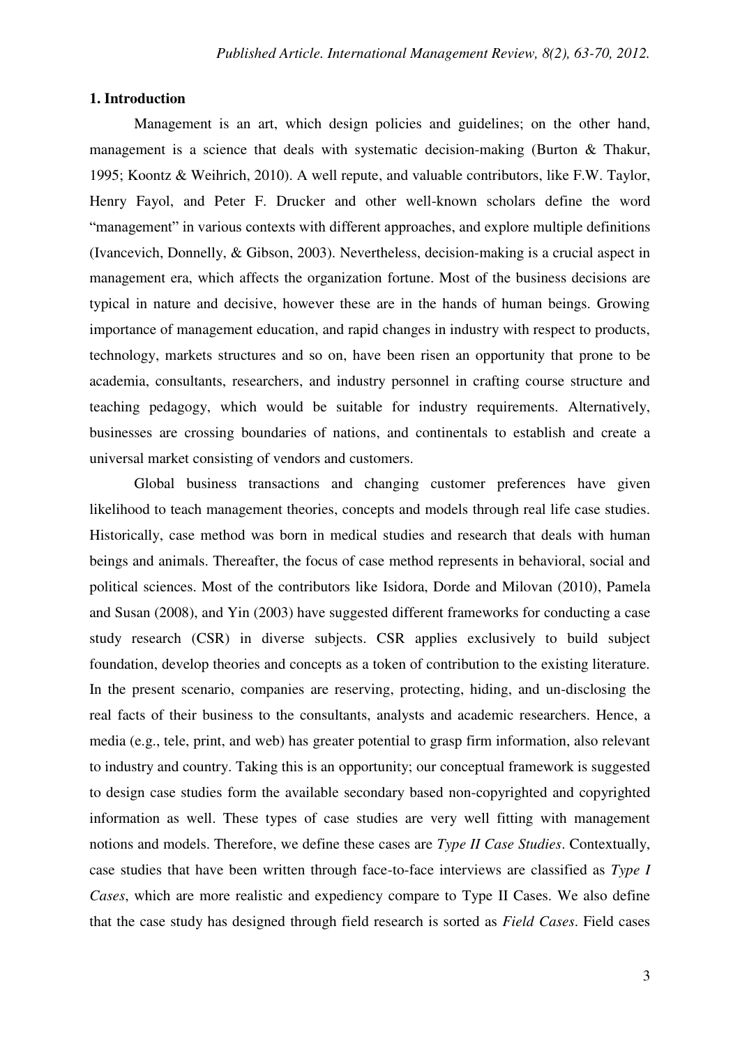## 1. Introduction

Management is an art, which design policies and guidelines; on the other hand, management is a science that deals with systematic decision-making (Burton & Thakur, 1995; Koontz & Weihrich, 2010). A well repute, and valuable contributors, like F.W. Taylor, Henry Fayol, and Peter F. Drucker and other well-known scholars define the word "management" in various contexts with different approaches, and explore multiple definitions (Ivancevich, Donnelly, & Gibson, 2003). Nevertheless, decision-making is a crucial aspect in management era, which affects the organization fortune. Most of the business decisions are typical in nature and decisive, however these are in the hands of human beings. Growing importance of management education, and rapid changes in industry with respect to products, technology, markets structures and so on, have been risen an opportunity that prone to be academia, consultants, researchers, and industry personnel in crafting course structure and teaching pedagogy, which would be suitable for industry requirements. Alternatively, businesses are crossing boundaries of nations, and continentals to establish and create a universal market consisting of vendors and customers.

Global business transactions and changing customer preferences have given likelihood to teach management theories, concepts and models through real life case studies. Historically, case method was born in medical studies and research that deals with human beings and animals. Thereafter, the focus of case method represents in behavioral, social and political sciences. Most of the contributors like Isidora, Dorde and Milovan (2010), Pamela and Susan (2008), and Yin (2003) have suggested different frameworks for conducting a case study research (CSR) in diverse subjects. CSR applies exclusively to build subject foundation, develop theories and concepts as a token of contribution to the existing literature. In the present scenario, companies are reserving, protecting, hiding, and un-disclosing the real facts of their business to the consultants, analysts and academic researchers. Hence, a media (e.g., tele, print, and web) has greater potential to grasp firm information, also relevant to industry and country. Taking this is an opportunity; our conceptual framework is suggested to design case studies form the available secondary based non-copyrighted and copyrighted information as well. These types of case studies are very well fitting with management notions and models. Therefore, we define these cases are *Type II Case Studies*. Contextually, case studies that have been written through face-to-face interviews are classified as *Type I Cases*, which are more realistic and expediency compare to Type II Cases. We also define that the case study has designed through field research is sorted as *Field Cases*. Field cases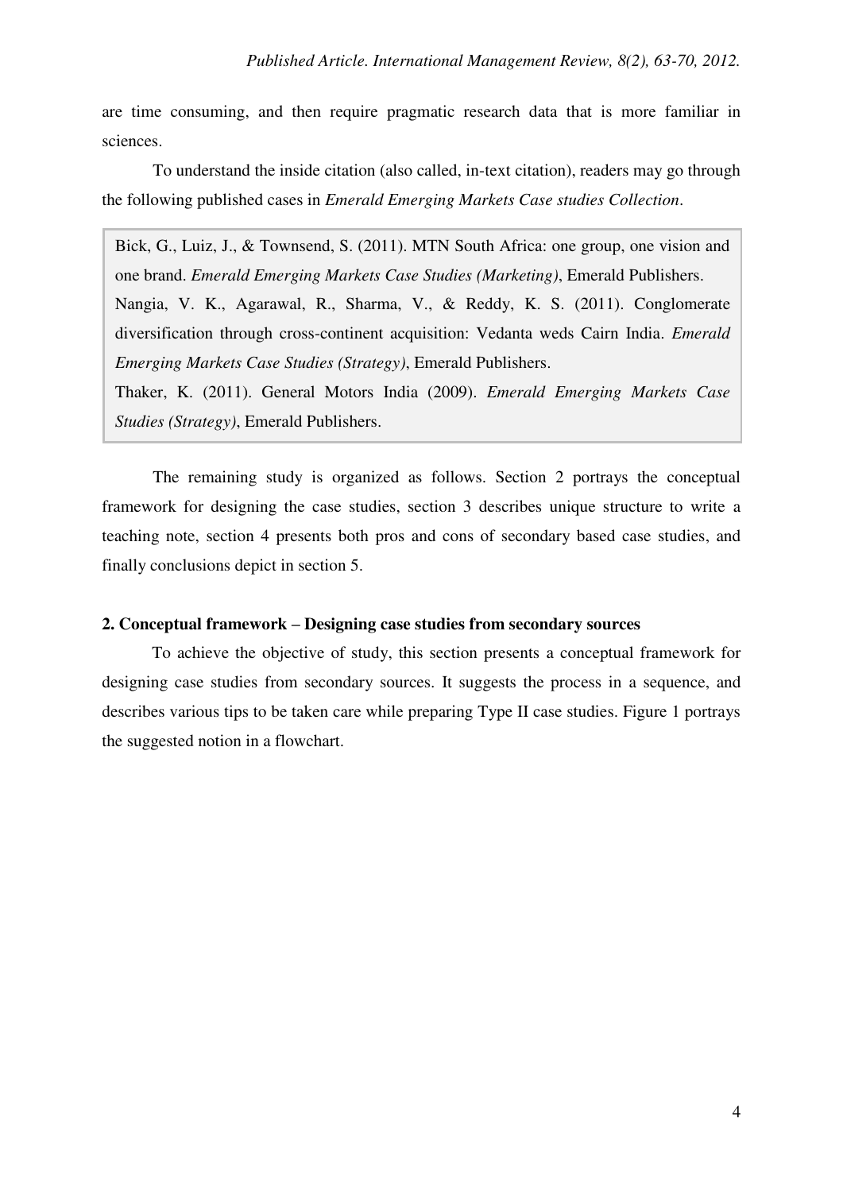are time consuming, and then require pragmatic research data that is more familiar in sciences.

To understand the inside citation (also called, in-text citation), readers may go through the following published cases in *Emerald Emerging Markets Case studies Collection*.

> Bick, G., Luiz, J., & Townsend, S. (2011). MTN South Africa: one group, one vision and one brand. *Emerald Emerging Markets Case Studies (Marketing)*, Emerald Publishers.
>
> Nangia, V. K., Agarawal, R., Sharma, V., & Reddy, K. S. (2011). Conglomerate diversification through cross-continent acquisition: Vedanta weds Cairn India. *Emerald Emerging Markets Case Studies (Strategy)*, Emerald Publishers.
>
> Thaker, K. (2011). General Motors India (2009). *Emerald Emerging Markets Case Studies (Strategy)*, Emerald Publishers.

The remaining study is organized as follows. Section 2 portrays the conceptual framework for designing the case studies, section 3 describes unique structure to write a teaching note, section 4 presents both pros and cons of secondary based case studies, and finally conclusions depict in section 5.

## 2. Conceptual framework – Designing case studies from secondary sources

To achieve the objective of study, this section presents a conceptual framework for designing case studies from secondary sources. It suggests the process in a sequence, and describes various tips to be taken care while preparing Type II case studies. Figure 1 portrays the suggested notion in a flowchart.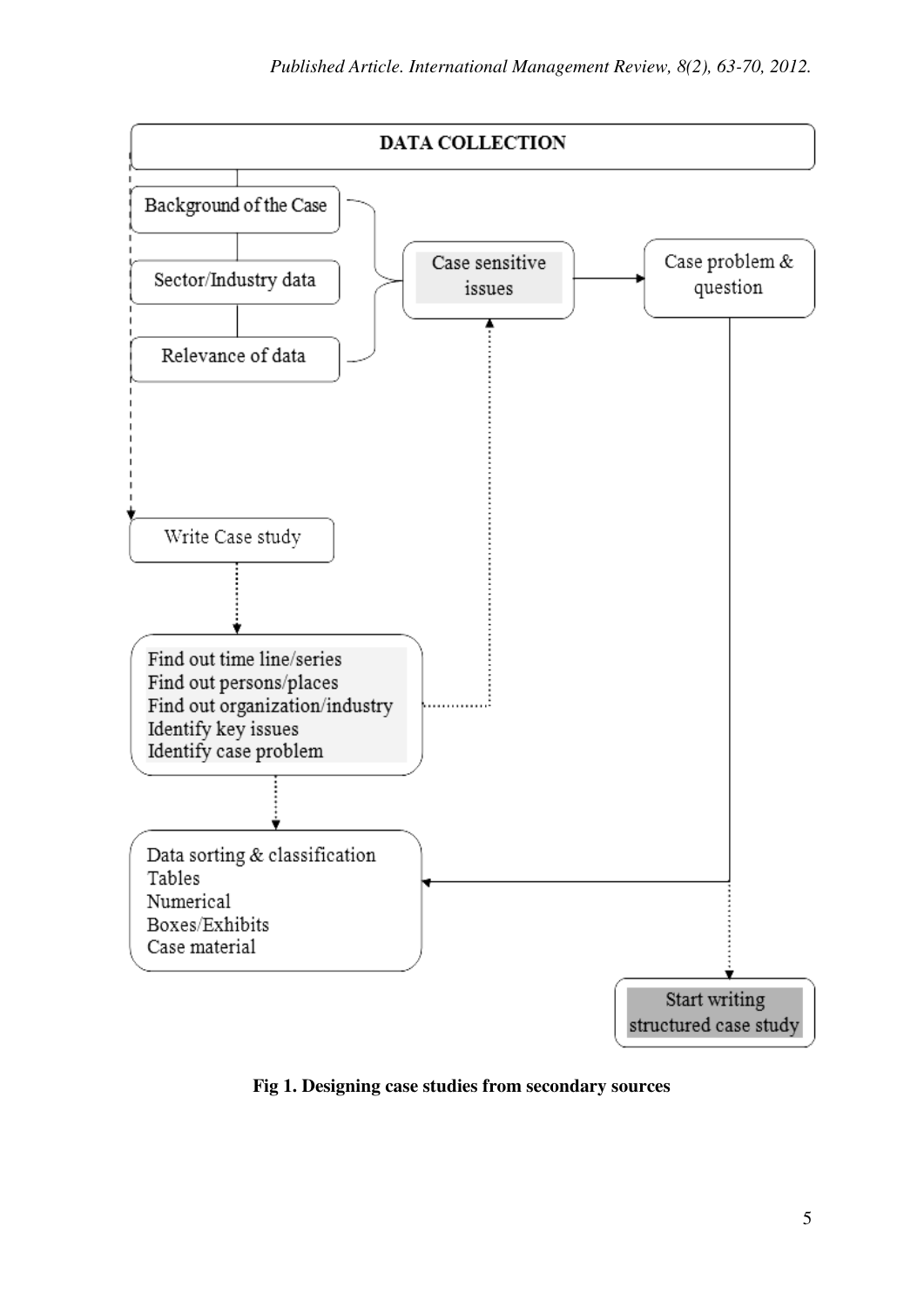DATA COLLECTION

Background of the Case

Sector/Industry data

Relevance of data

Case sensitive issues

Case problem & question

Write Case study

Find out time line/series
Find out persons/places
Find out organization/industry
Identify key issues
Identify case problem

Data sorting & classification
Tables
Numerical
Boxes/Exhibits
Case material

Start writing structured case study

**Fig 1. Designing case studies from secondary sources**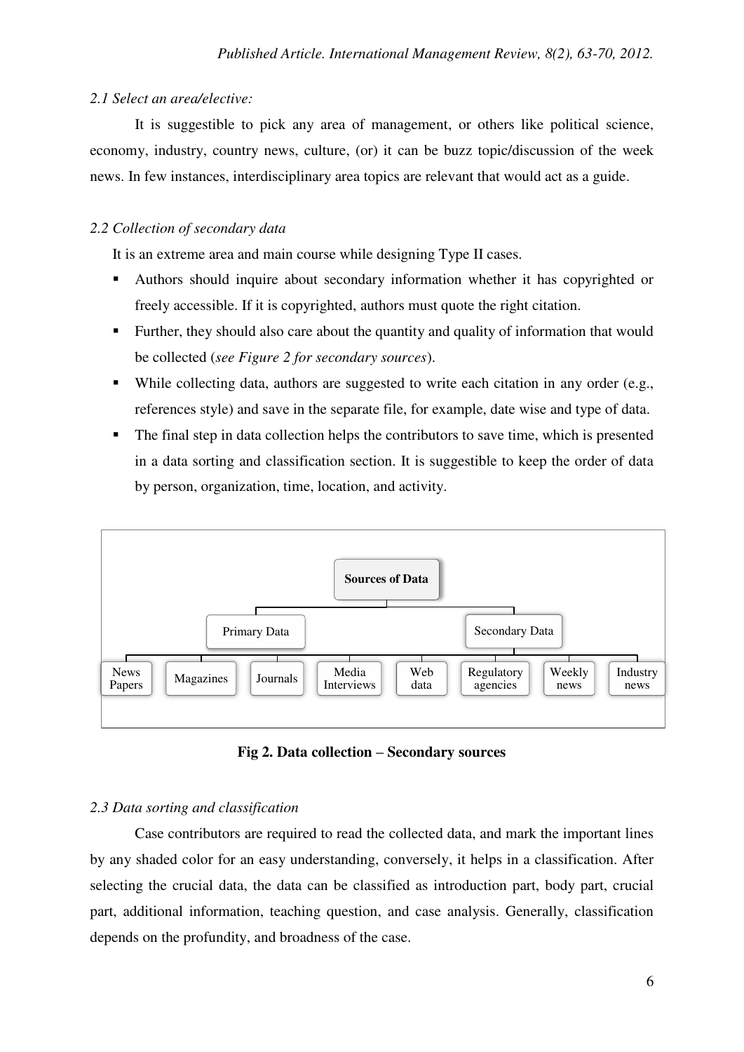*2.1 Select an area/elective:*

It is suggestible to pick any area of management, or others like political science, economy, industry, country news, culture, (or) it can be buzz topic/discussion of the week news. In few instances, interdisciplinary area topics are relevant that would act as a guide.

*2.2 Collection of secondary data*

It is an extreme area and main course while designing Type II cases.

- Authors should inquire about secondary information whether it has copyrighted or freely accessible. If it is copyrighted, authors must quote the right citation.
- Further, they should also care about the quantity and quality of information that would be collected (*see Figure 2 for secondary sources*).
- While collecting data, authors are suggested to write each citation in any order (e.g., references style) and save in the separate file, for example, date wise and type of data.
- The final step in data collection helps the contributors to save time, which is presented in a data sorting and classification section. It is suggestible to keep the order of data by person, organization, time, location, and activity.

**Sources of Data**

- Primary Data
- Secondary Data
  - News Papers
  - Magazines
  - Journals
  - Media Interviews
  - Web data
  - Regulatory agencies
  - Weekly news
  - Industry news

**Fig 2. Data collection – Secondary sources**

*2.3 Data sorting and classification*

Case contributors are required to read the collected data, and mark the important lines by any shaded color for an easy understanding, conversely, it helps in a classification. After selecting the crucial data, the data can be classified as introduction part, body part, crucial part, additional information, teaching question, and case analysis. Generally, classification depends on the profundity, and broadness of the case.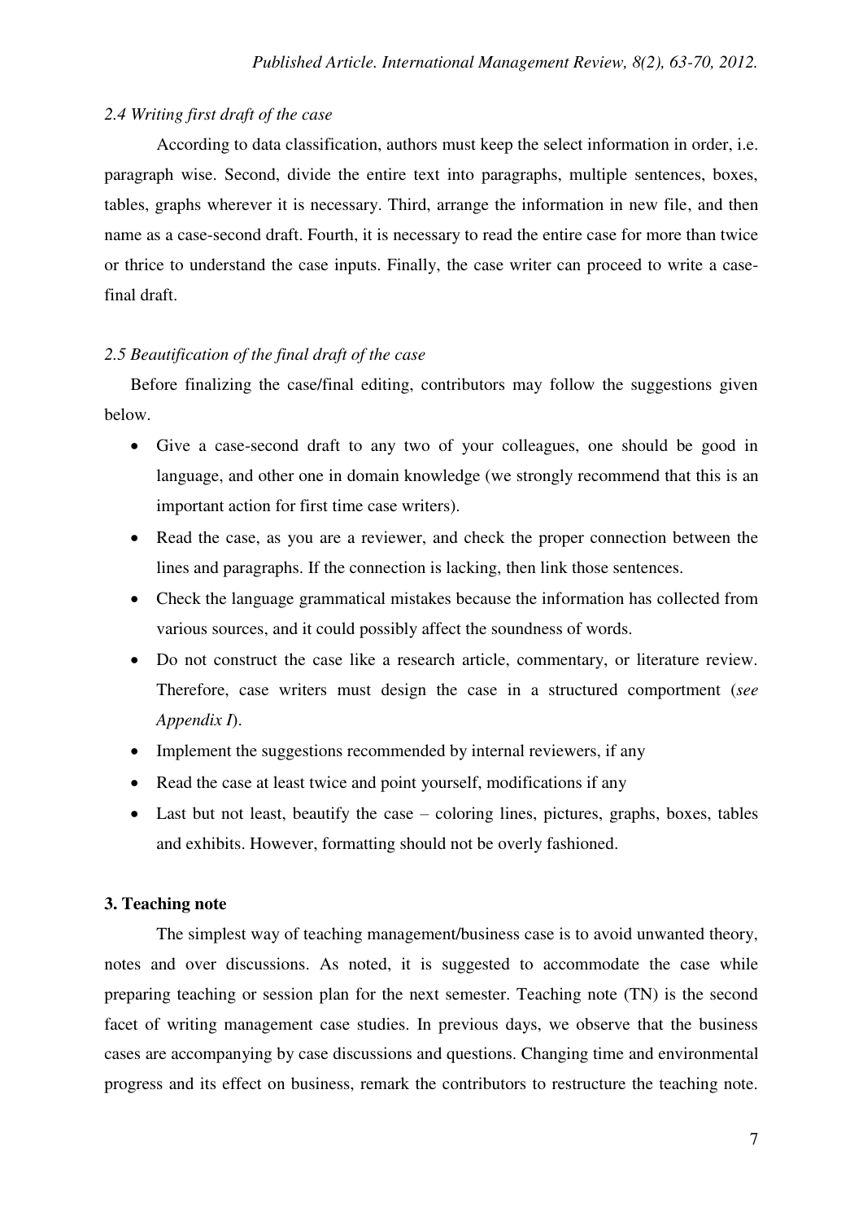### *2.4 Writing first draft of the case*

According to data classification, authors must keep the select information in order, i.e. paragraph wise. Second, divide the entire text into paragraphs, multiple sentences, boxes, tables, graphs wherever it is necessary. Third, arrange the information in new file, and then name as a case-second draft. Fourth, it is necessary to read the entire case for more than twice or thrice to understand the case inputs. Finally, the case writer can proceed to write a case-final draft.

### *2.5 Beautification of the final draft of the case*

Before finalizing the case/final editing, contributors may follow the suggestions given below.

- Give a case-second draft to any two of your colleagues, one should be good in language, and other one in domain knowledge (we strongly recommend that this is an important action for first time case writers).
- Read the case, as you are a reviewer, and check the proper connection between the lines and paragraphs. If the connection is lacking, then link those sentences.
- Check the language grammatical mistakes because the information has collected from various sources, and it could possibly affect the soundness of words.
- Do not construct the case like a research article, commentary, or literature review. Therefore, case writers must design the case in a structured comportment (*see Appendix I*).
- Implement the suggestions recommended by internal reviewers, if any
- Read the case at least twice and point yourself, modifications if any
- Last but not least, beautify the case – coloring lines, pictures, graphs, boxes, tables and exhibits. However, formatting should not be overly fashioned.

## **3. Teaching note**

The simplest way of teaching management/business case is to avoid unwanted theory, notes and over discussions. As noted, it is suggested to accommodate the case while preparing teaching or session plan for the next semester. Teaching note (TN) is the second facet of writing management case studies. In previous days, we observe that the business cases are accompanying by case discussions and questions. Changing time and environmental progress and its effect on business, remark the contributors to restructure the teaching note.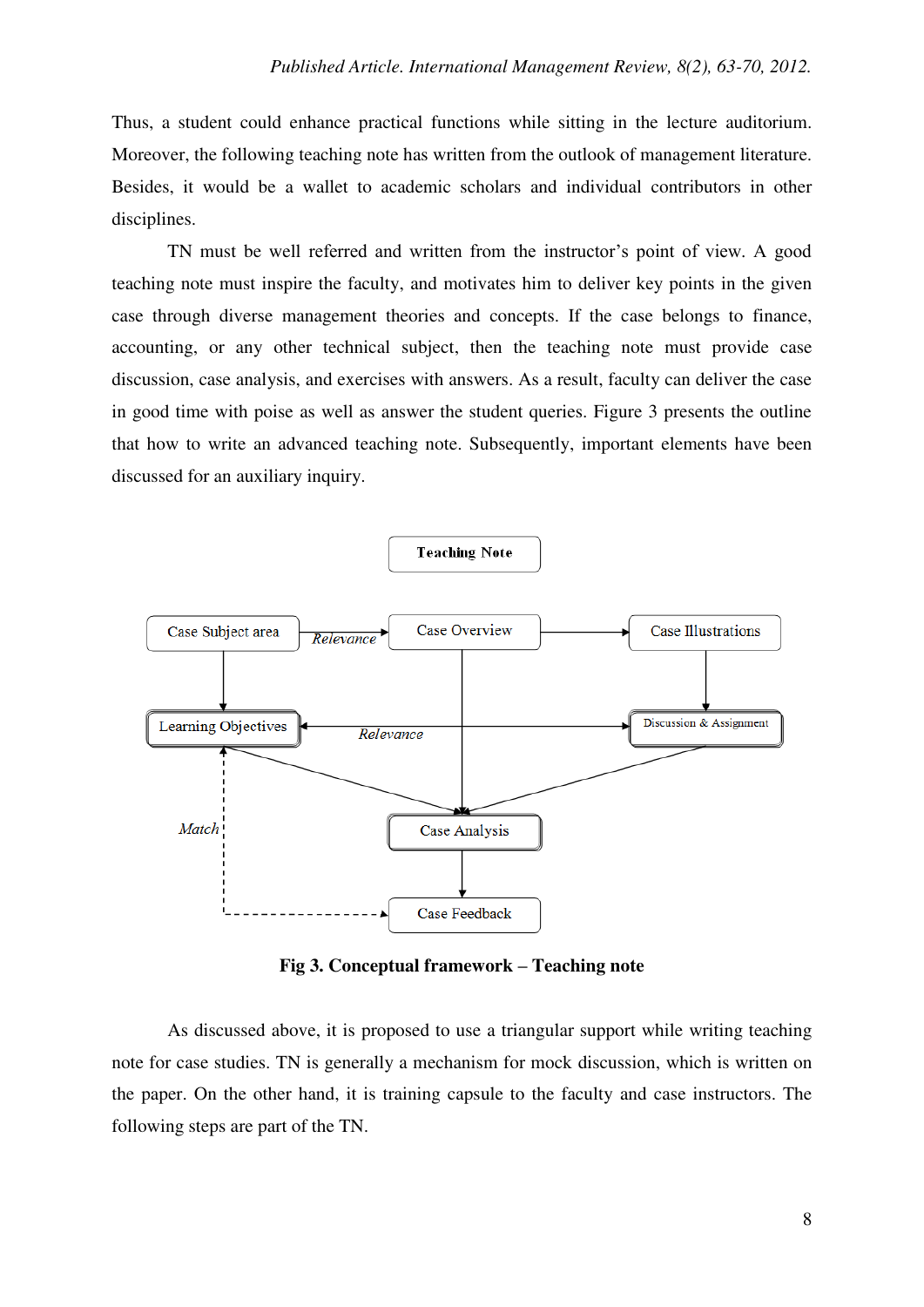Thus, a student could enhance practical functions while sitting in the lecture auditorium. Moreover, the following teaching note has written from the outlook of management literature. Besides, it would be a wallet to academic scholars and individual contributors in other disciplines.

TN must be well referred and written from the instructor's point of view. A good teaching note must inspire the faculty, and motivates him to deliver key points in the given case through diverse management theories and concepts. If the case belongs to finance, accounting, or any other technical subject, then the teaching note must provide case discussion, case analysis, and exercises with answers. As a result, faculty can deliver the case in good time with poise as well as answer the student queries. Figure 3 presents the outline that how to write an advanced teaching note. Subsequently, important elements have been discussed for an auxiliary inquiry.

Teaching Note

Case Subject area — *Relevance* → Case Overview → Case Illustrations

Learning Objectives ← *Relevance* → Discussion & Assignment

Case Analysis

Case Feedback

*Match*

**Fig 3. Conceptual framework – Teaching note**

As discussed above, it is proposed to use a triangular support while writing teaching note for case studies. TN is generally a mechanism for mock discussion, which is written on the paper. On the other hand, it is training capsule to the faculty and case instructors. The following steps are part of the TN.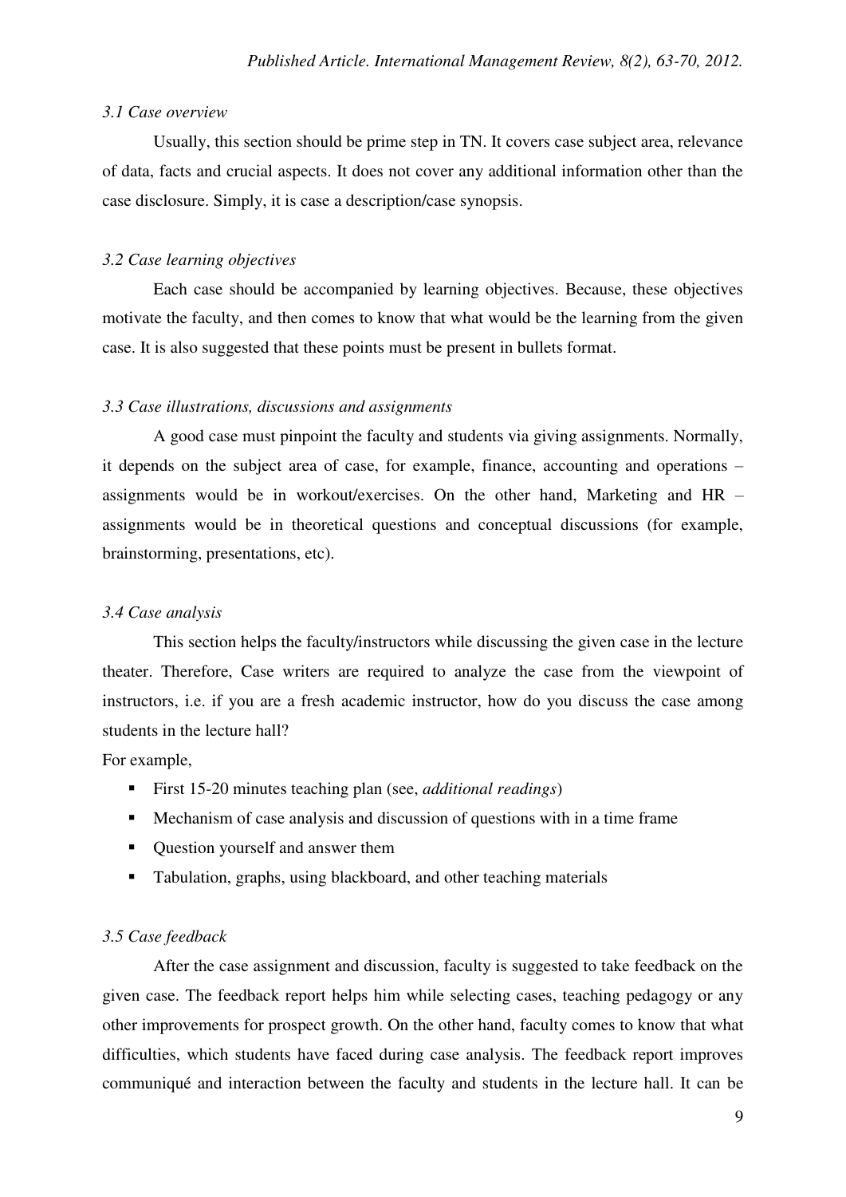*3.1 Case overview*

Usually, this section should be prime step in TN. It covers case subject area, relevance of data, facts and crucial aspects. It does not cover any additional information other than the case disclosure. Simply, it is case a description/case synopsis.

*3.2 Case learning objectives*

Each case should be accompanied by learning objectives. Because, these objectives motivate the faculty, and then comes to know that what would be the learning from the given case. It is also suggested that these points must be present in bullets format.

*3.3 Case illustrations, discussions and assignments*

A good case must pinpoint the faculty and students via giving assignments. Normally, it depends on the subject area of case, for example, finance, accounting and operations – assignments would be in workout/exercises. On the other hand, Marketing and HR – assignments would be in theoretical questions and conceptual discussions (for example, brainstorming, presentations, etc).

*3.4 Case analysis*

This section helps the faculty/instructors while discussing the given case in the lecture theater. Therefore, Case writers are required to analyze the case from the viewpoint of instructors, i.e. if you are a fresh academic instructor, how do you discuss the case among students in the lecture hall?

For example,

- First 15-20 minutes teaching plan (see, *additional readings*)
- Mechanism of case analysis and discussion of questions with in a time frame
- Question yourself and answer them
- Tabulation, graphs, using blackboard, and other teaching materials

*3.5 Case feedback*

After the case assignment and discussion, faculty is suggested to take feedback on the given case. The feedback report helps him while selecting cases, teaching pedagogy or any other improvements for prospect growth. On the other hand, faculty comes to know that what difficulties, which students have faced during case analysis. The feedback report improves communiqué and interaction between the faculty and students in the lecture hall. It can be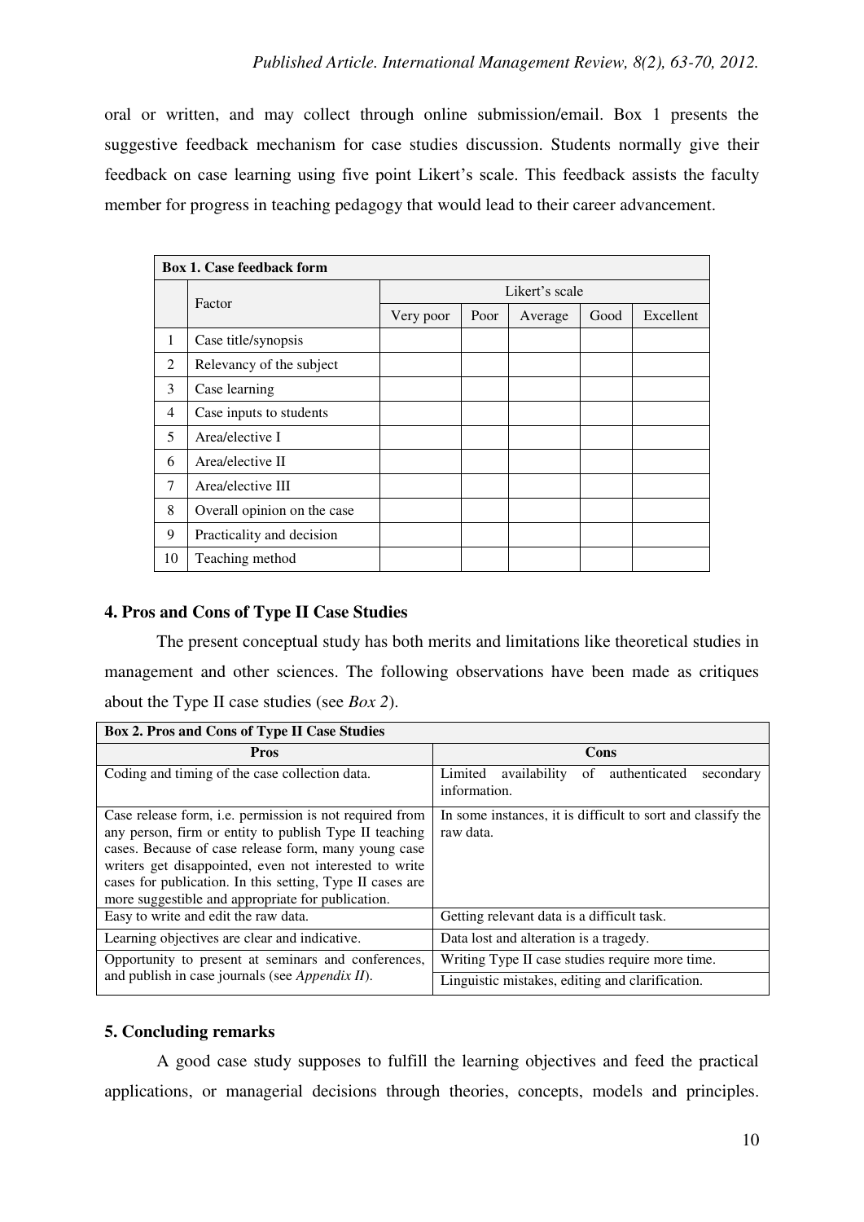oral or written, and may collect through online submission/email. Box 1 presents the suggestive feedback mechanism for case studies discussion. Students normally give their feedback on case learning using five point Likert's scale. This feedback assists the faculty member for progress in teaching pedagogy that would lead to their career advancement.

**Box 1. Case feedback form**

| | Factor | Likert's scale | | | | |
|---|---|---|---|---|---|---|
| | | Very poor | Poor | Average | Good | Excellent |
| 1 | Case title/synopsis | | | | | |
| 2 | Relevancy of the subject | | | | | |
| 3 | Case learning | | | | | |
| 4 | Case inputs to students | | | | | |
| 5 | Area/elective I | | | | | |
| 6 | Area/elective II | | | | | |
| 7 | Area/elective III | | | | | |
| 8 | Overall opinion on the case | | | | | |
| 9 | Practicality and decision | | | | | |
| 10 | Teaching method | | | | | |

## 4. Pros and Cons of Type II Case Studies

The present conceptual study has both merits and limitations like theoretical studies in management and other sciences. The following observations have been made as critiques about the Type II case studies (see *Box 2*).

**Box 2. Pros and Cons of Type II Case Studies**

| Pros | Cons |
|---|---|
| Coding and timing of the case collection data. | Limited availability of authenticated secondary information. |
| Case release form, i.e. permission is not required from any person, firm or entity to publish Type II teaching cases. Because of case release form, many young case writers get disappointed, even not interested to write cases for publication. In this setting, Type II cases are more suggestible and appropriate for publication. | In some instances, it is difficult to sort and classify the raw data. |
| Easy to write and edit the raw data. | Getting relevant data is a difficult task. |
| Learning objectives are clear and indicative. | Data lost and alteration is a tragedy. |
| Opportunity to present at seminars and conferences, and publish in case journals (see *Appendix II*). | Writing Type II case studies require more time. |
| | Linguistic mistakes, editing and clarification. |

## 5. Concluding remarks

A good case study supposes to fulfill the learning objectives and feed the practical applications, or managerial decisions through theories, concepts, models and principles.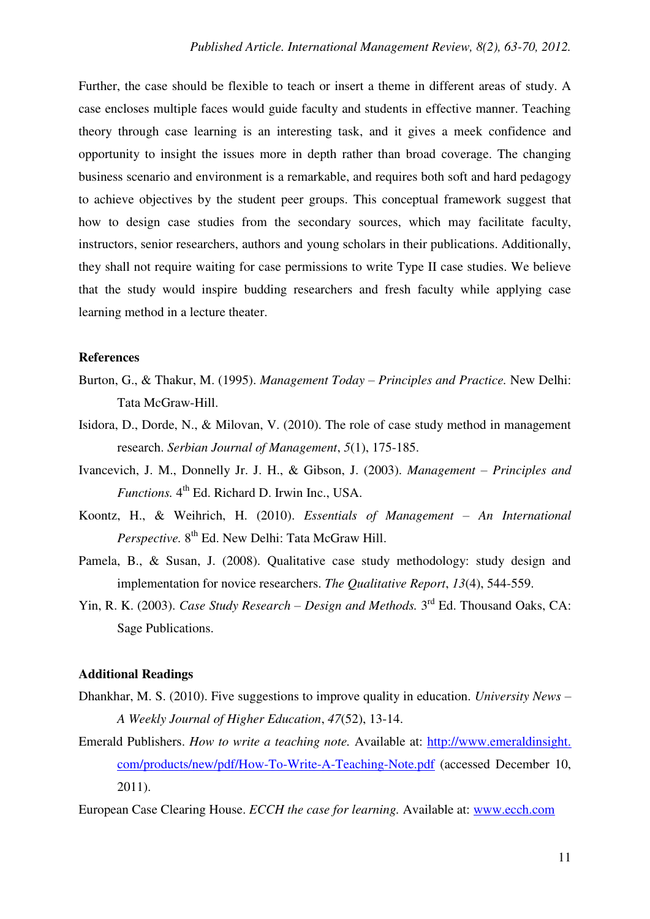Further, the case should be flexible to teach or insert a theme in different areas of study. A case encloses multiple faces would guide faculty and students in effective manner. Teaching theory through case learning is an interesting task, and it gives a meek confidence and opportunity to insight the issues more in depth rather than broad coverage. The changing business scenario and environment is a remarkable, and requires both soft and hard pedagogy to achieve objectives by the student peer groups. This conceptual framework suggest that how to design case studies from the secondary sources, which may facilitate faculty, instructors, senior researchers, authors and young scholars in their publications. Additionally, they shall not require waiting for case permissions to write Type II case studies. We believe that the study would inspire budding researchers and fresh faculty while applying case learning method in a lecture theater.

## References

Burton, G., & Thakur, M. (1995). *Management Today – Principles and Practice.* New Delhi: Tata McGraw-Hill.

Isidora, D., Dorde, N., & Milovan, V. (2010). The role of case study method in management research. *Serbian Journal of Management*, *5*(1), 175-185.

Ivancevich, J. M., Donnelly Jr. J. H., & Gibson, J. (2003). *Management – Principles and Functions.* 4th Ed. Richard D. Irwin Inc., USA.

Koontz, H., & Weihrich, H. (2010). *Essentials of Management – An International Perspective.* 8th Ed. New Delhi: Tata McGraw Hill.

Pamela, B., & Susan, J. (2008). Qualitative case study methodology: study design and implementation for novice researchers. *The Qualitative Report*, *13*(4), 544-559.

Yin, R. K. (2003). *Case Study Research – Design and Methods.* 3rd Ed. Thousand Oaks, CA: Sage Publications.

## Additional Readings

Dhankhar, M. S. (2010). Five suggestions to improve quality in education. *University News – A Weekly Journal of Higher Education*, *47*(52), 13-14.

Emerald Publishers. *How to write a teaching note.* Available at: [http://www.emeraldinsight.com/products/new/pdf/How-To-Write-A-Teaching-Note.pdf](http://www.emeraldinsight.com/products/new/pdf/How-To-Write-A-Teaching-Note.pdf) (accessed December 10, 2011).

European Case Clearing House. *ECCH the case for learning.* Available at: [www.ecch.com](www.ecch.com)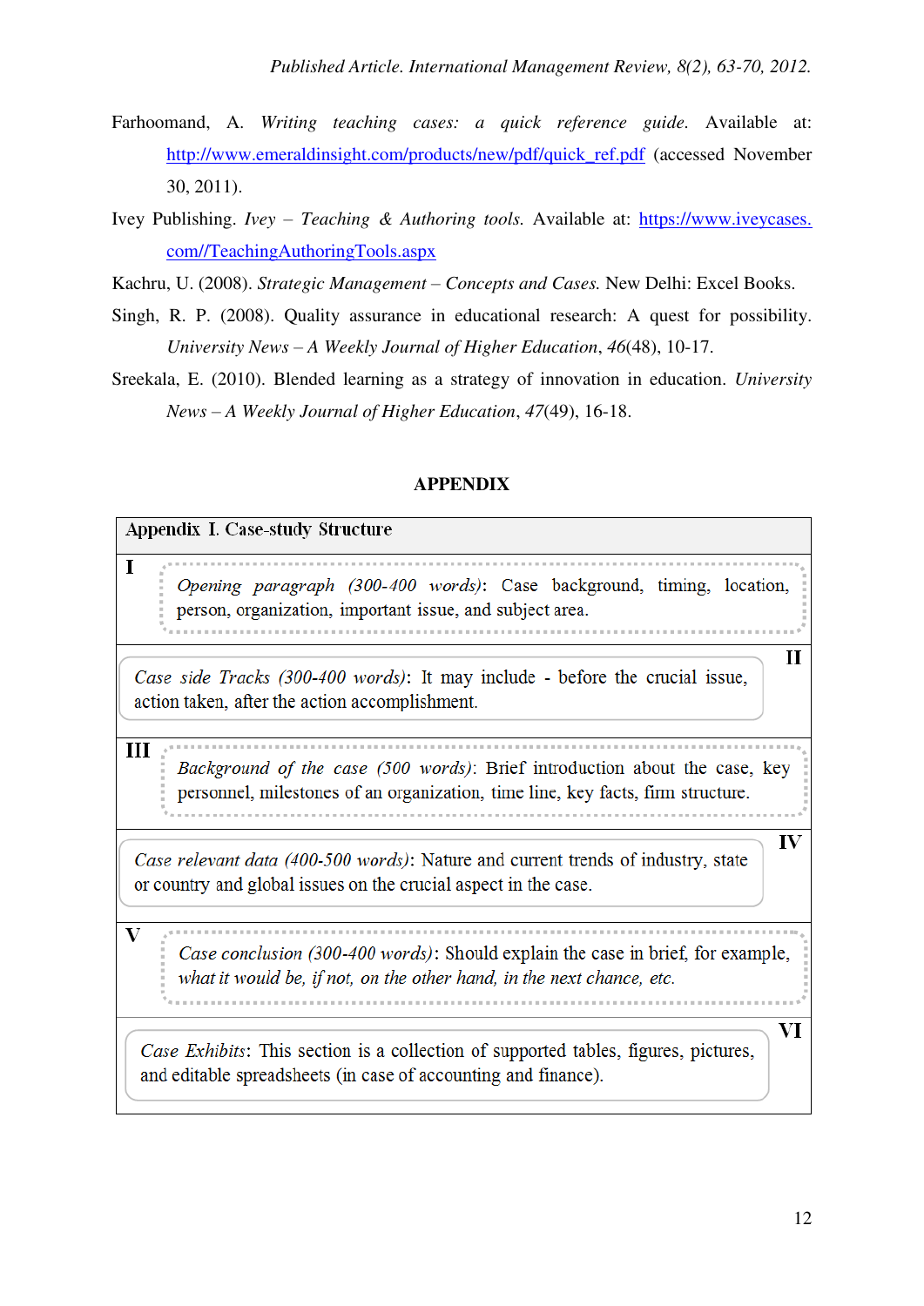Farhoomand, A. *Writing teaching cases: a quick reference guide*. Available at: http://www.emeraldinsight.com/products/new/pdf/quick_ref.pdf (accessed November 30, 2011).

Ivey Publishing. *Ivey – Teaching & Authoring tools*. Available at: https://www.iveycases.com//TeachingAuthoringTools.aspx

Kachru, U. (2008). *Strategic Management – Concepts and Cases*. New Delhi: Excel Books.

Singh, R. P. (2008). Quality assurance in educational research: A quest for possibility. *University News – A Weekly Journal of Higher Education*, *46*(48), 10-17.

Sreekala, E. (2010). Blended learning as a strategy of innovation in education. *University News – A Weekly Journal of Higher Education*, *47*(49), 16-18.

## APPENDIX

| Appendix I. Case-study Structure | |
|---|---|
| I | *Opening paragraph (300-400 words)*: Case background, timing, location, person, organization, important issue, and subject area. |
| II | *Case side Tracks (300-400 words)*: It may include - before the crucial issue, action taken, after the action accomplishment. |
| III | *Background of the case (500 words)*: Brief introduction about the case, key personnel, milestones of an organization, time line, key facts, firm structure. |
| IV | *Case relevant data (400-500 words)*: Nature and current trends of industry, state or country and global issues on the crucial aspect in the case. |
| V | *Case conclusion (300-400 words)*: Should explain the case in brief, for example, *what it would be, if not, on the other hand, in the next chance, etc.* |
| VI | *Case Exhibits*: This section is a collection of supported tables, figures, pictures, and editable spreadsheets (in case of accounting and finance). |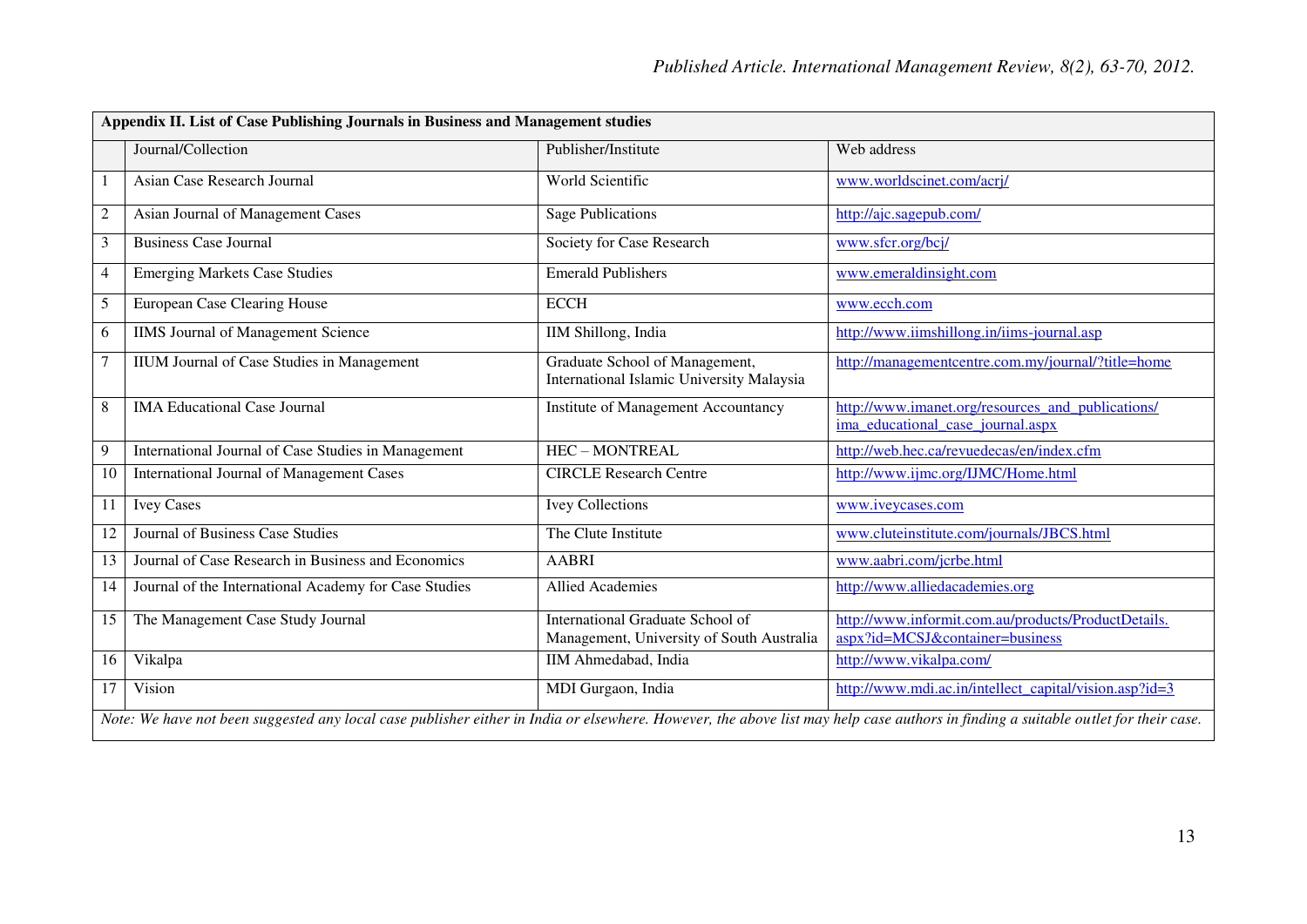**Appendix II. List of Case Publishing Journals in Business and Management studies**

| | Journal/Collection | Publisher/Institute | Web address |
|---|---|---|---|
| 1 | Asian Case Research Journal | World Scientific | www.worldscinet.com/acrj/ |
| 2 | Asian Journal of Management Cases | Sage Publications | http://ajc.sagepub.com/ |
| 3 | Business Case Journal | Society for Case Research | www.sfcr.org/bcj/ |
| 4 | Emerging Markets Case Studies | Emerald Publishers | www.emeraldinsight.com |
| 5 | European Case Clearing House | ECCH | www.ecch.com |
| 6 | IIMS Journal of Management Science | IIM Shillong, India | http://www.iimshillong.in/iims-journal.asp |
| 7 | IIUM Journal of Case Studies in Management | Graduate School of Management, International Islamic University Malaysia | http://managementcentre.com.my/journal/?title=home |
| 8 | IMA Educational Case Journal | Institute of Management Accountancy | http://www.imanet.org/resources_and_publications/ima_educational_case_journal.aspx |
| 9 | International Journal of Case Studies in Management | HEC – MONTREAL | http://web.hec.ca/revuedecas/en/index.cfm |
| 10 | International Journal of Management Cases | CIRCLE Research Centre | http://www.ijmc.org/IJMC/Home.html |
| 11 | Ivey Cases | Ivey Collections | www.iveycases.com |
| 12 | Journal of Business Case Studies | The Clute Institute | www.cluteinstitute.com/journals/JBCS.html |
| 13 | Journal of Case Research in Business and Economics | AABRI | www.aabri.com/jcrbe.html |
| 14 | Journal of the International Academy for Case Studies | Allied Academies | http://www.alliedacademies.org |
| 15 | The Management Case Study Journal | International Graduate School of Management, University of South Australia | http://www.informit.com.au/products/ProductDetails.aspx?id=MCSJ&container=business |
| 16 | Vikalpa | IIM Ahmedabad, India | http://www.vikalpa.com/ |
| 17 | Vision | MDI Gurgaon, India | http://www.mdi.ac.in/intellect_capital/vision.asp?id=3 |

*Note: We have not been suggested any local case publisher either in India or elsewhere. However, the above list may help case authors in finding a suitable outlet for their case.*